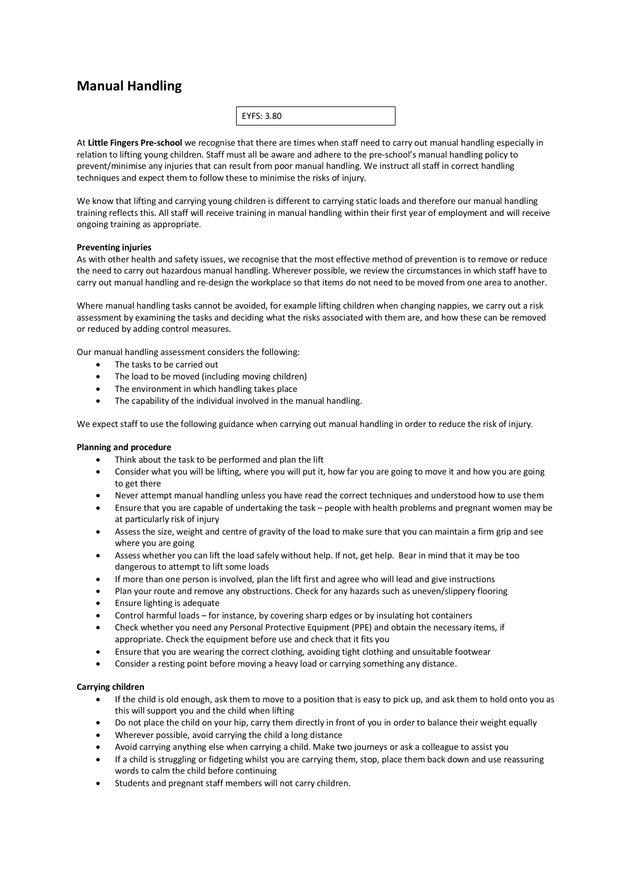# Manual Handling

EYFS: 3.80

At **Little Fingers Pre-school** we recognise that there are times when staff need to carry out manual handling especially in relation to lifting young children. Staff must all be aware and adhere to the pre-school's manual handling policy to prevent/minimise any injuries that can result from poor manual handling. We instruct all staff in correct handling techniques and expect them to follow these to minimise the risks of injury.

We know that lifting and carrying young children is different to carrying static loads and therefore our manual handling training reflects this. All staff will receive training in manual handling within their first year of employment and will receive ongoing training as appropriate.

**Preventing injuries**

As with other health and safety issues, we recognise that the most effective method of prevention is to remove or reduce the need to carry out hazardous manual handling. Wherever possible, we review the circumstances in which staff have to carry out manual handling and re-design the workplace so that items do not need to be moved from one area to another.

Where manual handling tasks cannot be avoided, for example lifting children when changing nappies, we carry out a risk assessment by examining the tasks and deciding what the risks associated with them are, and how these can be removed or reduced by adding control measures.

Our manual handling assessment considers the following:

- The tasks to be carried out
- The load to be moved (including moving children)
- The environment in which handling takes place
- The capability of the individual involved in the manual handling.

We expect staff to use the following guidance when carrying out manual handling in order to reduce the risk of injury.

**Planning and procedure**

- Think about the task to be performed and plan the lift
- Consider what you will be lifting, where you will put it, how far you are going to move it and how you are going to get there
- Never attempt manual handling unless you have read the correct techniques and understood how to use them
- Ensure that you are capable of undertaking the task – people with health problems and pregnant women may be at particularly risk of injury
- Assess the size, weight and centre of gravity of the load to make sure that you can maintain a firm grip and see where you are going
- Assess whether you can lift the load safely without help. If not, get help. Bear in mind that it may be too dangerous to attempt to lift some loads
- If more than one person is involved, plan the lift first and agree who will lead and give instructions
- Plan your route and remove any obstructions. Check for any hazards such as uneven/slippery flooring
- Ensure lighting is adequate
- Control harmful loads – for instance, by covering sharp edges or by insulating hot containers
- Check whether you need any Personal Protective Equipment (PPE) and obtain the necessary items, if appropriate. Check the equipment before use and check that it fits you
- Ensure that you are wearing the correct clothing, avoiding tight clothing and unsuitable footwear
- Consider a resting point before moving a heavy load or carrying something any distance.

**Carrying children**

- If the child is old enough, ask them to move to a position that is easy to pick up, and ask them to hold onto you as this will support you and the child when lifting
- Do not place the child on your hip, carry them directly in front of you in order to balance their weight equally
- Wherever possible, avoid carrying the child a long distance
- Avoid carrying anything else when carrying a child. Make two journeys or ask a colleague to assist you
- If a child is struggling or fidgeting whilst you are carrying them, stop, place them back down and use reassuring words to calm the child before continuing
- Students and pregnant staff members will not carry children.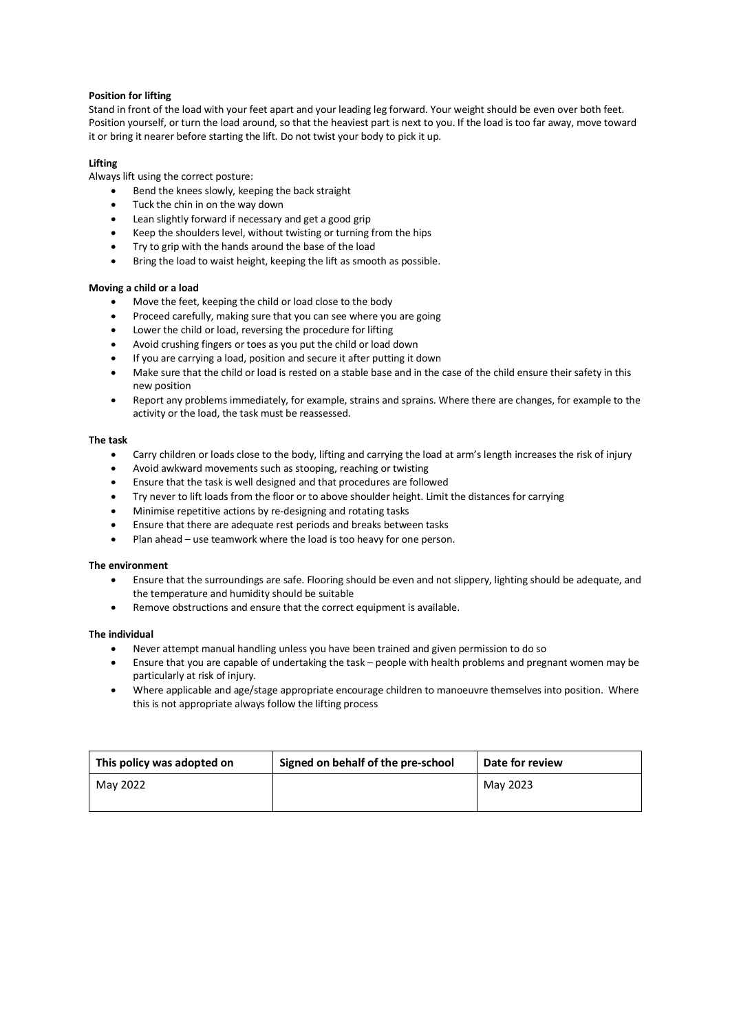**Position for lifting**

Stand in front of the load with your feet apart and your leading leg forward. Your weight should be even over both feet. Position yourself, or turn the load around, so that the heaviest part is next to you. If the load is too far away, move toward it or bring it nearer before starting the lift. Do not twist your body to pick it up.

**Lifting**

Always lift using the correct posture:

- Bend the knees slowly, keeping the back straight
- Tuck the chin in on the way down
- Lean slightly forward if necessary and get a good grip
- Keep the shoulders level, without twisting or turning from the hips
- Try to grip with the hands around the base of the load
- Bring the load to waist height, keeping the lift as smooth as possible.

**Moving a child or a load**

- Move the feet, keeping the child or load close to the body
- Proceed carefully, making sure that you can see where you are going
- Lower the child or load, reversing the procedure for lifting
- Avoid crushing fingers or toes as you put the child or load down
- If you are carrying a load, position and secure it after putting it down
- Make sure that the child or load is rested on a stable base and in the case of the child ensure their safety in this new position
- Report any problems immediately, for example, strains and sprains. Where there are changes, for example to the activity or the load, the task must be reassessed.

**The task**

- Carry children or loads close to the body, lifting and carrying the load at arm's length increases the risk of injury
- Avoid awkward movements such as stooping, reaching or twisting
- Ensure that the task is well designed and that procedures are followed
- Try never to lift loads from the floor or to above shoulder height. Limit the distances for carrying
- Minimise repetitive actions by re-designing and rotating tasks
- Ensure that there are adequate rest periods and breaks between tasks
- Plan ahead – use teamwork where the load is too heavy for one person.

**The environment**

- Ensure that the surroundings are safe. Flooring should be even and not slippery, lighting should be adequate, and the temperature and humidity should be suitable
- Remove obstructions and ensure that the correct equipment is available.

**The individual**

- Never attempt manual handling unless you have been trained and given permission to do so
- Ensure that you are capable of undertaking the task – people with health problems and pregnant women may be particularly at risk of injury.
- Where applicable and age/stage appropriate encourage children to manoeuvre themselves into position. Where this is not appropriate always follow the lifting process

| This policy was adopted on | Signed on behalf of the pre-school | Date for review |
|---|---|---|
| May 2022 | | May 2023 |